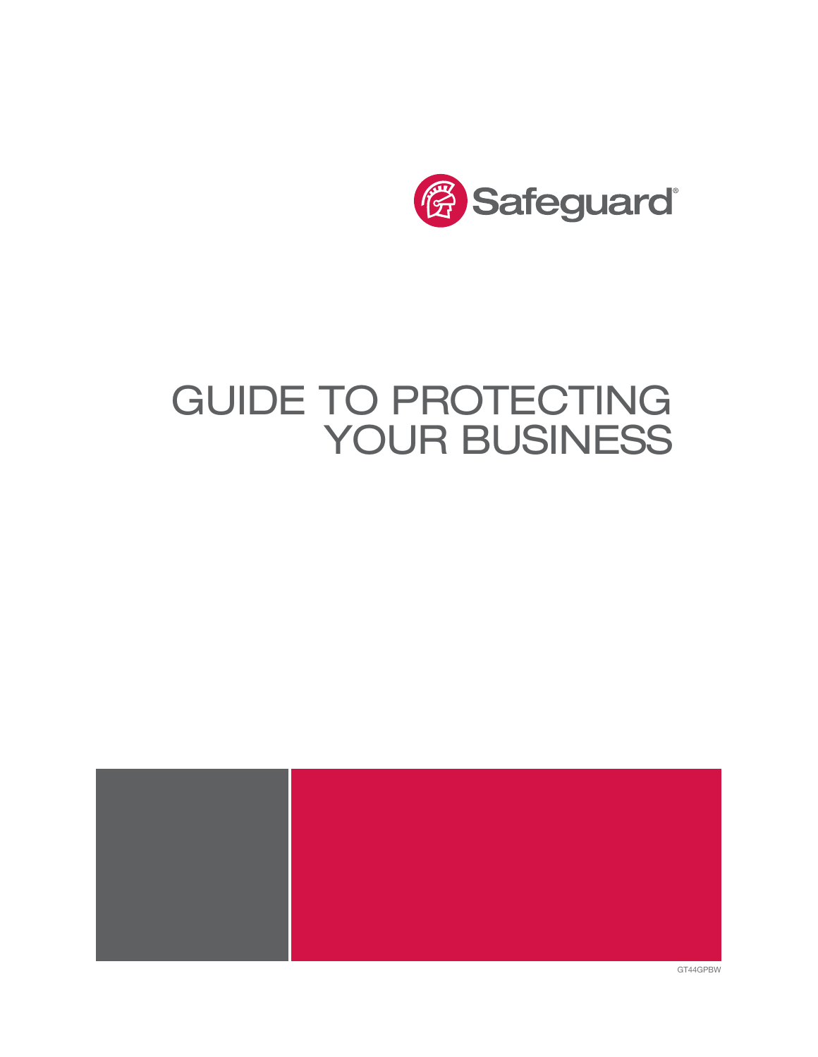Safeguard®

# GUIDE TO PROTECTING YOUR BUSINESS

GT44GPBW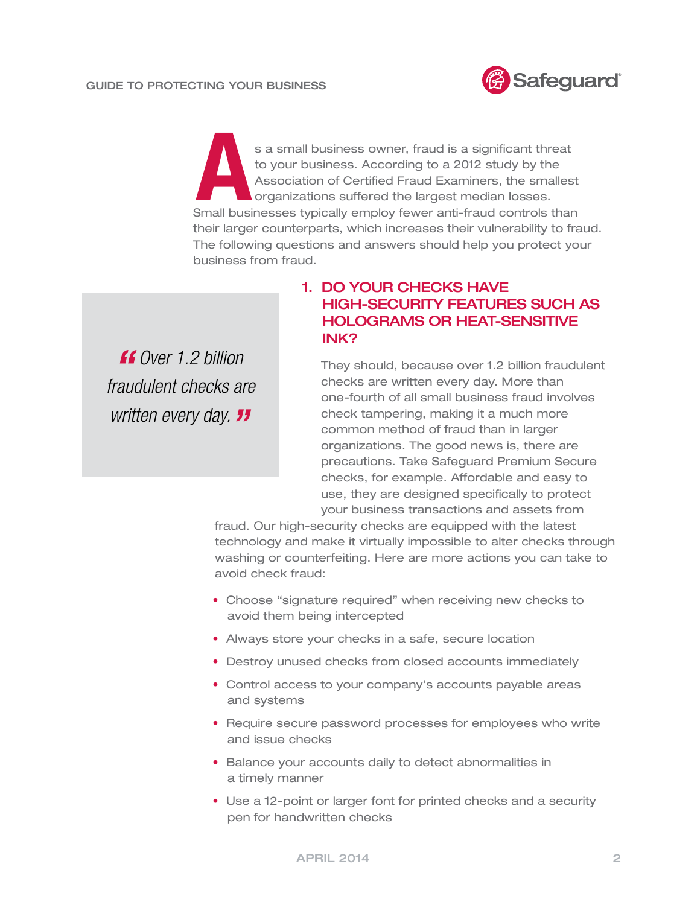As a small business owner, fraud is a significant threat to your business. According to a 2012 study by the Association of Certified Fraud Examiners, the smallest organizations suffered the largest median losses. Small businesses typically employ fewer anti-fraud controls than their larger counterparts, which increases their vulnerability to fraud. The following questions and answers should help you protect your business from fraud.

> *"Over 1.2 billion fraudulent checks are written every day."*

## 1. DO YOUR CHECKS HAVE HIGH-SECURITY FEATURES SUCH AS HOLOGRAMS OR HEAT-SENSITIVE INK?

They should, because over 1.2 billion fraudulent checks are written every day. More than one-fourth of all small business fraud involves check tampering, making it a much more common method of fraud than in larger organizations. The good news is, there are precautions. Take Safeguard Premium Secure checks, for example. Affordable and easy to use, they are designed specifically to protect your business transactions and assets from fraud. Our high-security checks are equipped with the latest technology and make it virtually impossible to alter checks through washing or counterfeiting. Here are more actions you can take to avoid check fraud:

- Choose "signature required" when receiving new checks to avoid them being intercepted
- Always store your checks in a safe, secure location
- Destroy unused checks from closed accounts immediately
- Control access to your company's accounts payable areas and systems
- Require secure password processes for employees who write and issue checks
- Balance your accounts daily to detect abnormalities in a timely manner
- Use a 12-point or larger font for printed checks and a security pen for handwritten checks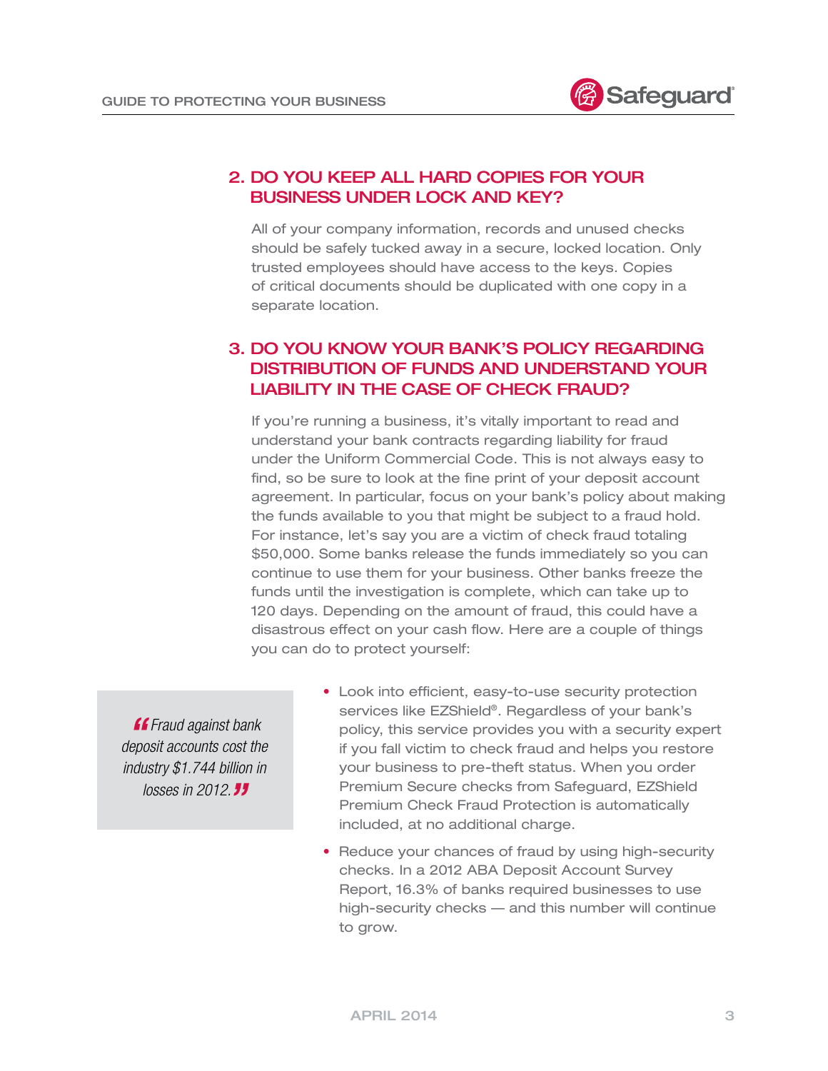## 2. DO YOU KEEP ALL HARD COPIES FOR YOUR BUSINESS UNDER LOCK AND KEY?

All of your company information, records and unused checks should be safely tucked away in a secure, locked location. Only trusted employees should have access to the keys. Copies of critical documents should be duplicated with one copy in a separate location.

## 3. DO YOU KNOW YOUR BANK'S POLICY REGARDING DISTRIBUTION OF FUNDS AND UNDERSTAND YOUR LIABILITY IN THE CASE OF CHECK FRAUD?

If you're running a business, it's vitally important to read and understand your bank contracts regarding liability for fraud under the Uniform Commercial Code. This is not always easy to find, so be sure to look at the fine print of your deposit account agreement. In particular, focus on your bank's policy about making the funds available to you that might be subject to a fraud hold. For instance, let's say you are a victim of check fraud totaling $50,000. Some banks release the funds immediately so you can continue to use them for your business. Other banks freeze the funds until the investigation is complete, which can take up to 120 days. Depending on the amount of fraud, this could have a disastrous effect on your cash flow. Here are a couple of things you can do to protect yourself:

> *"Fraud against bank deposit accounts cost the industry $1.744 billion in losses in 2012."*

- Look into efficient, easy-to-use security protection services like EZShield®. Regardless of your bank's policy, this service provides you with a security expert if you fall victim to check fraud and helps you restore your business to pre-theft status. When you order Premium Secure checks from Safeguard, EZShield Premium Check Fraud Protection is automatically included, at no additional charge.
- Reduce your chances of fraud by using high-security checks. In a 2012 ABA Deposit Account Survey Report, 16.3% of banks required businesses to use high-security checks — and this number will continue to grow.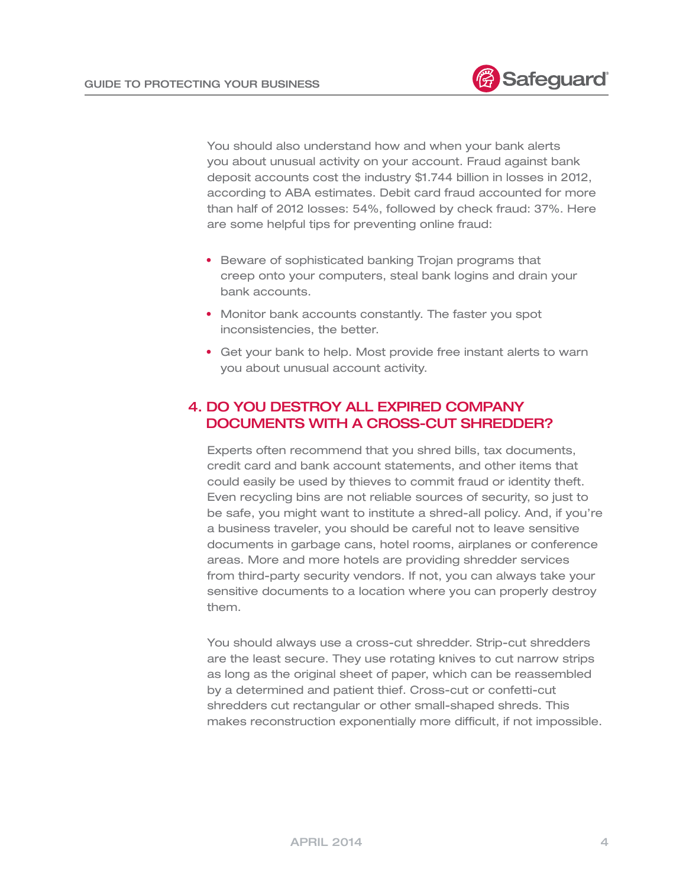You should also understand how and when your bank alerts you about unusual activity on your account. Fraud against bank deposit accounts cost the industry $1.744 billion in losses in 2012, according to ABA estimates. Debit card fraud accounted for more than half of 2012 losses: 54%, followed by check fraud: 37%. Here are some helpful tips for preventing online fraud:

- Beware of sophisticated banking Trojan programs that creep onto your computers, steal bank logins and drain your bank accounts.
- Monitor bank accounts constantly. The faster you spot inconsistencies, the better.
- Get your bank to help. Most provide free instant alerts to warn you about unusual account activity.

## 4. DO YOU DESTROY ALL EXPIRED COMPANY DOCUMENTS WITH A CROSS-CUT SHREDDER?

Experts often recommend that you shred bills, tax documents, credit card and bank account statements, and other items that could easily be used by thieves to commit fraud or identity theft. Even recycling bins are not reliable sources of security, so just to be safe, you might want to institute a shred-all policy. And, if you're a business traveler, you should be careful not to leave sensitive documents in garbage cans, hotel rooms, airplanes or conference areas. More and more hotels are providing shredder services from third-party security vendors. If not, you can always take your sensitive documents to a location where you can properly destroy them.

You should always use a cross-cut shredder. Strip-cut shredders are the least secure. They use rotating knives to cut narrow strips as long as the original sheet of paper, which can be reassembled by a determined and patient thief. Cross-cut or confetti-cut shredders cut rectangular or other small-shaped shreds. This makes reconstruction exponentially more difficult, if not impossible.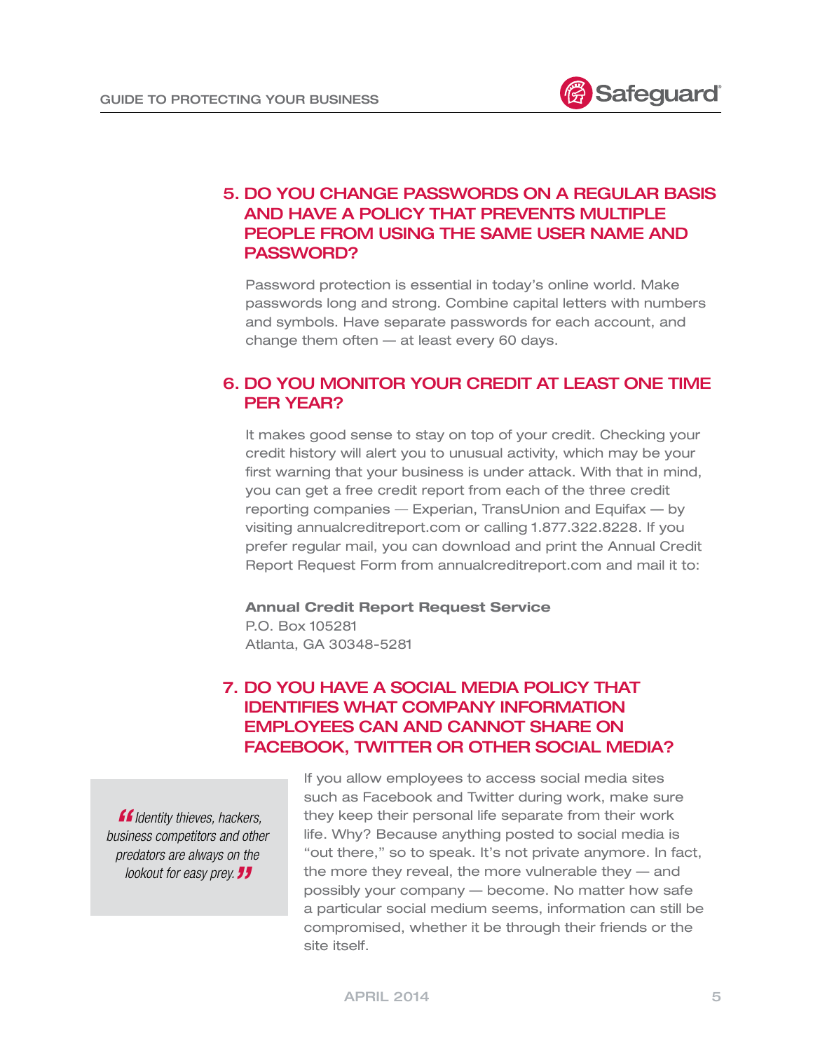## 5. DO YOU CHANGE PASSWORDS ON A REGULAR BASIS AND HAVE A POLICY THAT PREVENTS MULTIPLE PEOPLE FROM USING THE SAME USER NAME AND PASSWORD?

Password protection is essential in today's online world. Make passwords long and strong. Combine capital letters with numbers and symbols. Have separate passwords for each account, and change them often — at least every 60 days.

## 6. DO YOU MONITOR YOUR CREDIT AT LEAST ONE TIME PER YEAR?

It makes good sense to stay on top of your credit. Checking your credit history will alert you to unusual activity, which may be your first warning that your business is under attack. With that in mind, you can get a free credit report from each of the three credit reporting companies — Experian, TransUnion and Equifax — by visiting annualcreditreport.com or calling 1.877.322.8228. If you prefer regular mail, you can download and print the Annual Credit Report Request Form from annualcreditreport.com and mail it to:

**Annual Credit Report Request Service**
P.O. Box 105281
Atlanta, GA 30348-5281

## 7. DO YOU HAVE A SOCIAL MEDIA POLICY THAT IDENTIFIES WHAT COMPANY INFORMATION EMPLOYEES CAN AND CANNOT SHARE ON FACEBOOK, TWITTER OR OTHER SOCIAL MEDIA?

> *"Identity thieves, hackers, business competitors and other predators are always on the lookout for easy prey."*

If you allow employees to access social media sites such as Facebook and Twitter during work, make sure they keep their personal life separate from their work life. Why? Because anything posted to social media is "out there," so to speak. It's not private anymore. In fact, the more they reveal, the more vulnerable they — and possibly your company — become. No matter how safe a particular social medium seems, information can still be compromised, whether it be through their friends or the site itself.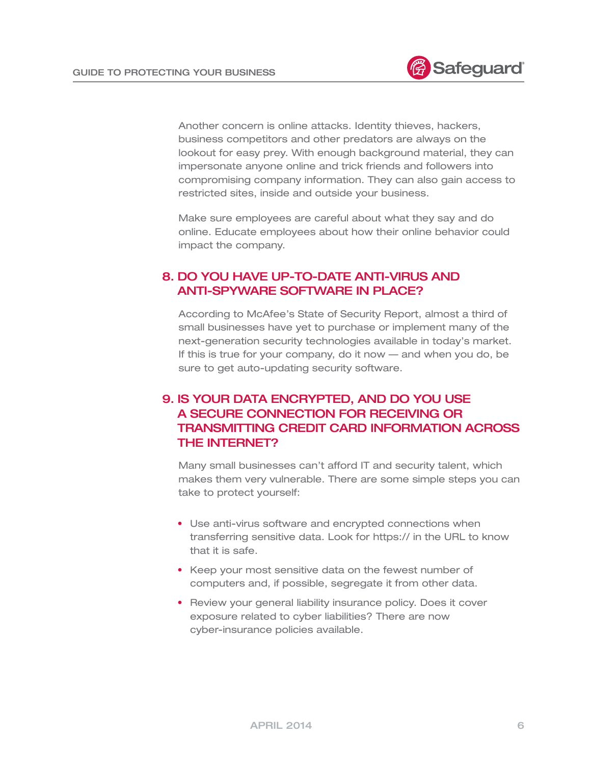Another concern is online attacks. Identity thieves, hackers, business competitors and other predators are always on the lookout for easy prey. With enough background material, they can impersonate anyone online and trick friends and followers into compromising company information. They can also gain access to restricted sites, inside and outside your business.

Make sure employees are careful about what they say and do online. Educate employees about how their online behavior could impact the company.

## 8. DO YOU HAVE UP-TO-DATE ANTI-VIRUS AND ANTI-SPYWARE SOFTWARE IN PLACE?

According to McAfee's State of Security Report, almost a third of small businesses have yet to purchase or implement many of the next-generation security technologies available in today's market. If this is true for your company, do it now — and when you do, be sure to get auto-updating security software.

## 9. IS YOUR DATA ENCRYPTED, AND DO YOU USE A SECURE CONNECTION FOR RECEIVING OR TRANSMITTING CREDIT CARD INFORMATION ACROSS THE INTERNET?

Many small businesses can't afford IT and security talent, which makes them very vulnerable. There are some simple steps you can take to protect yourself:

- Use anti-virus software and encrypted connections when transferring sensitive data. Look for https:// in the URL to know that it is safe.
- Keep your most sensitive data on the fewest number of computers and, if possible, segregate it from other data.
- Review your general liability insurance policy. Does it cover exposure related to cyber liabilities? There are now cyber-insurance policies available.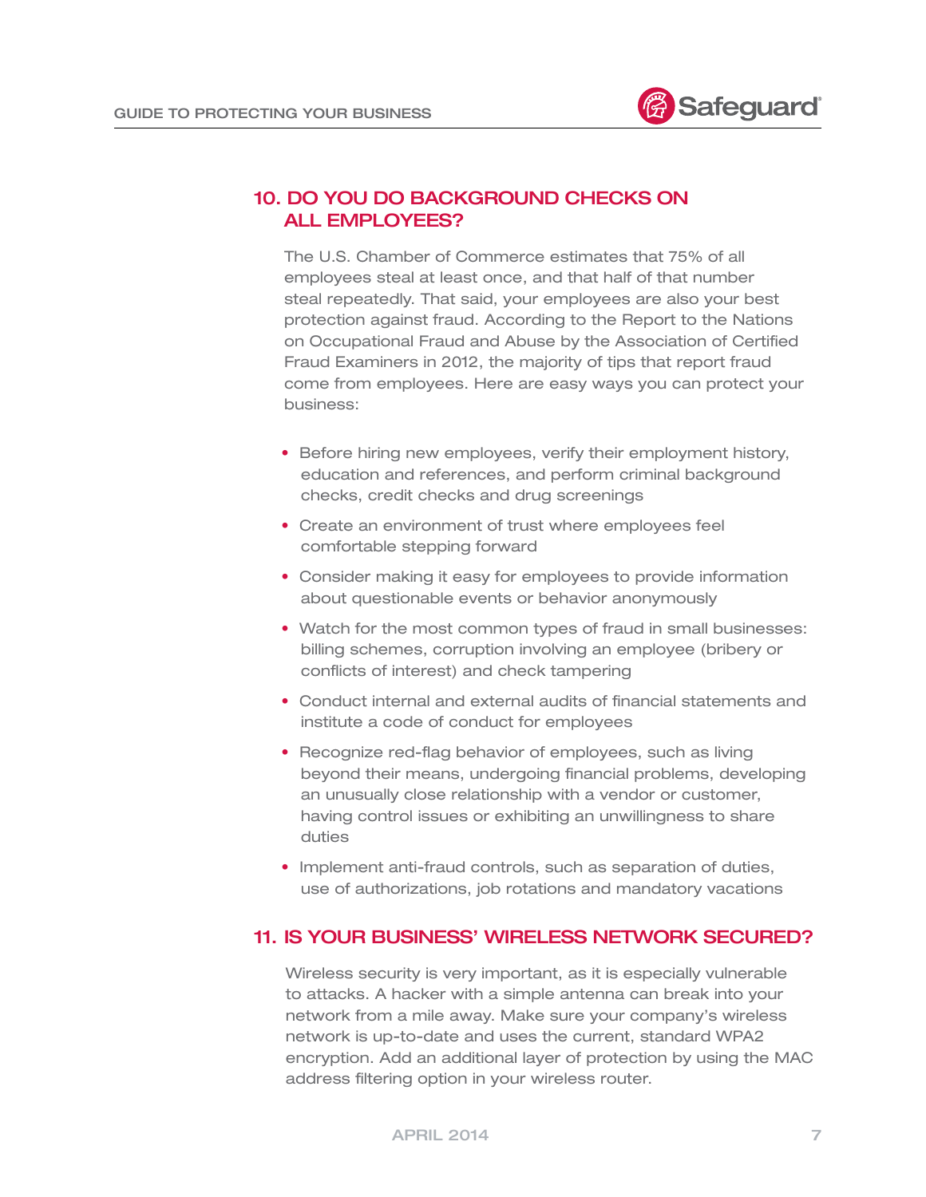## 10. DO YOU DO BACKGROUND CHECKS ON ALL EMPLOYEES?

The U.S. Chamber of Commerce estimates that 75% of all employees steal at least once, and that half of that number steal repeatedly. That said, your employees are also your best protection against fraud. According to the Report to the Nations on Occupational Fraud and Abuse by the Association of Certified Fraud Examiners in 2012, the majority of tips that report fraud come from employees. Here are easy ways you can protect your business:

- Before hiring new employees, verify their employment history, education and references, and perform criminal background checks, credit checks and drug screenings
- Create an environment of trust where employees feel comfortable stepping forward
- Consider making it easy for employees to provide information about questionable events or behavior anonymously
- Watch for the most common types of fraud in small businesses: billing schemes, corruption involving an employee (bribery or conflicts of interest) and check tampering
- Conduct internal and external audits of financial statements and institute a code of conduct for employees
- Recognize red-flag behavior of employees, such as living beyond their means, undergoing financial problems, developing an unusually close relationship with a vendor or customer, having control issues or exhibiting an unwillingness to share duties
- Implement anti-fraud controls, such as separation of duties, use of authorizations, job rotations and mandatory vacations

## 11. IS YOUR BUSINESS' WIRELESS NETWORK SECURED?

Wireless security is very important, as it is especially vulnerable to attacks. A hacker with a simple antenna can break into your network from a mile away. Make sure your company's wireless network is up-to-date and uses the current, standard WPA2 encryption. Add an additional layer of protection by using the MAC address filtering option in your wireless router.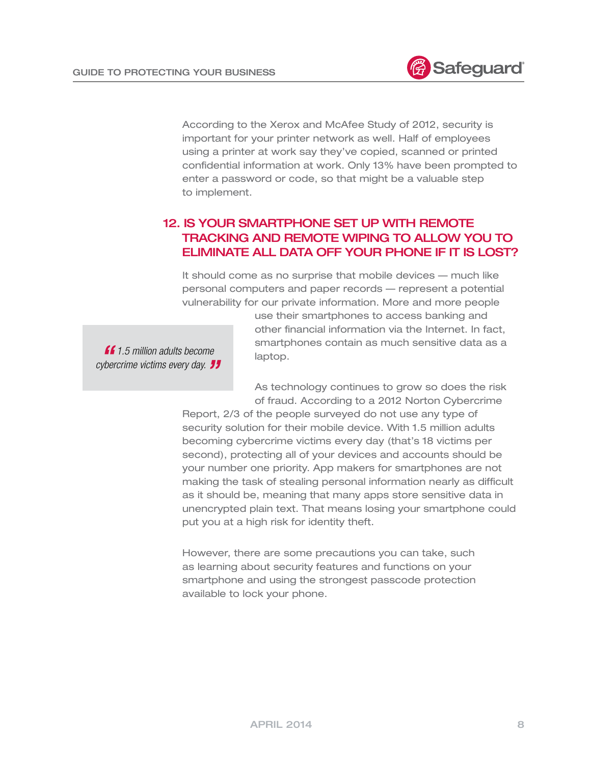According to the Xerox and McAfee Study of 2012, security is important for your printer network as well. Half of employees using a printer at work say they've copied, scanned or printed confidential information at work. Only 13% have been prompted to enter a password or code, so that might be a valuable step to implement.

## 12. IS YOUR SMARTPHONE SET UP WITH REMOTE TRACKING AND REMOTE WIPING TO ALLOW YOU TO ELIMINATE ALL DATA OFF YOUR PHONE IF IT IS LOST?

It should come as no surprise that mobile devices — much like personal computers and paper records — represent a potential vulnerability for our private information. More and more people use their smartphones to access banking and other financial information via the Internet. In fact, smartphones contain as much sensitive data as a laptop.

> *"1.5 million adults become cybercrime victims every day."*

As technology continues to grow so does the risk of fraud. According to a 2012 Norton Cybercrime Report, 2/3 of the people surveyed do not use any type of security solution for their mobile device. With 1.5 million adults becoming cybercrime victims every day (that's 18 victims per second), protecting all of your devices and accounts should be your number one priority. App makers for smartphones are not making the task of stealing personal information nearly as difficult as it should be, meaning that many apps store sensitive data in unencrypted plain text. That means losing your smartphone could put you at a high risk for identity theft.

However, there are some precautions you can take, such as learning about security features and functions on your smartphone and using the strongest passcode protection available to lock your phone.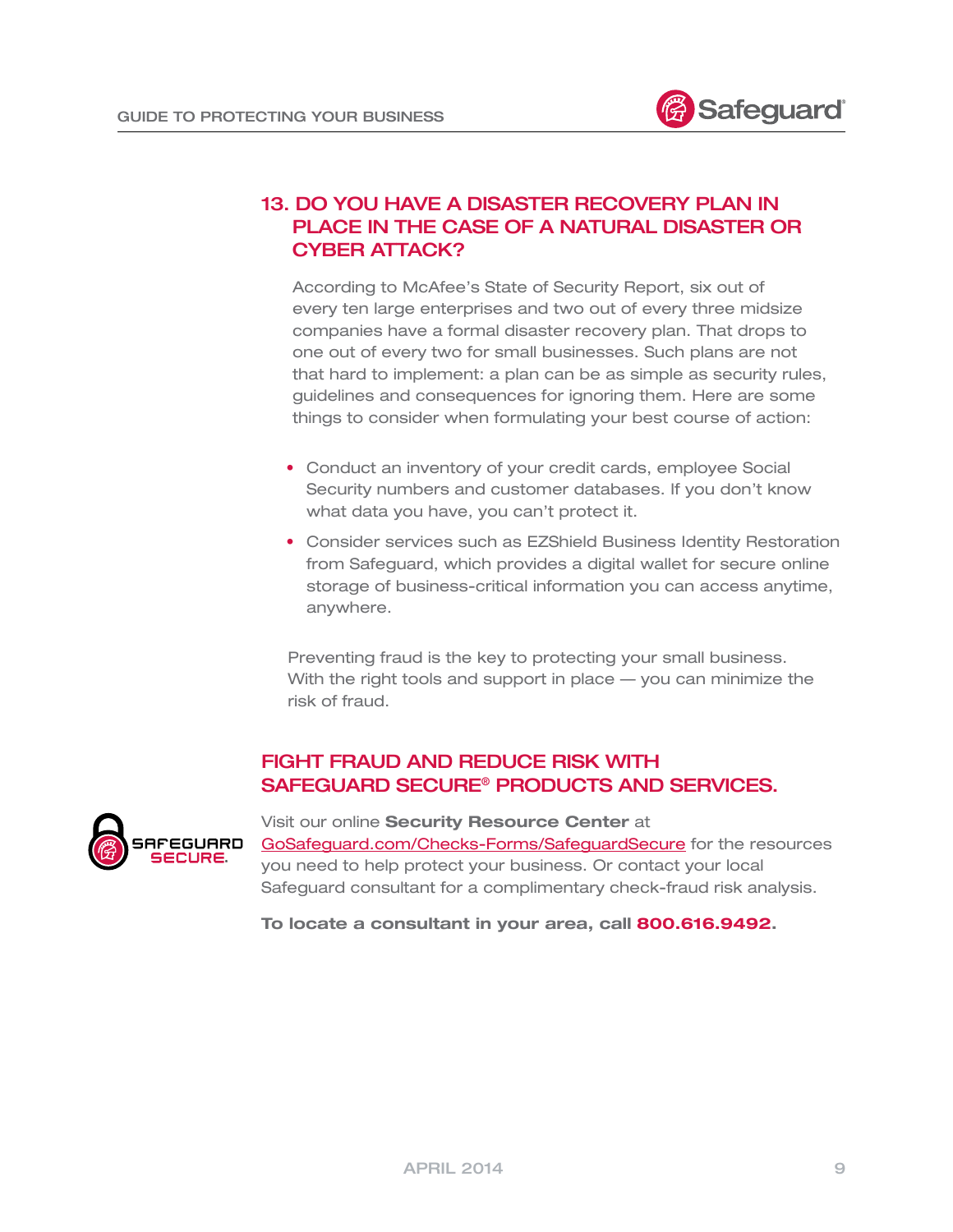## 13. DO YOU HAVE A DISASTER RECOVERY PLAN IN PLACE IN THE CASE OF A NATURAL DISASTER OR CYBER ATTACK?

According to McAfee's State of Security Report, six out of every ten large enterprises and two out of every three midsize companies have a formal disaster recovery plan. That drops to one out of every two for small businesses. Such plans are not that hard to implement: a plan can be as simple as security rules, guidelines and consequences for ignoring them. Here are some things to consider when formulating your best course of action:

- Conduct an inventory of your credit cards, employee Social Security numbers and customer databases. If you don't know what data you have, you can't protect it.
- Consider services such as EZShield Business Identity Restoration from Safeguard, which provides a digital wallet for secure online storage of business-critical information you can access anytime, anywhere.

Preventing fraud is the key to protecting your small business. With the right tools and support in place — you can minimize the risk of fraud.

## FIGHT FRAUD AND REDUCE RISK WITH SAFEGUARD SECURE® PRODUCTS AND SERVICES.

SAFEGUARD SECURE.

Visit our online **Security Resource Center** at GoSafeguard.com/Checks-Forms/SafeguardSecure for the resources you need to help protect your business. Or contact your local Safeguard consultant for a complimentary check-fraud risk analysis.

**To locate a consultant in your area, call 800.616.9492.**